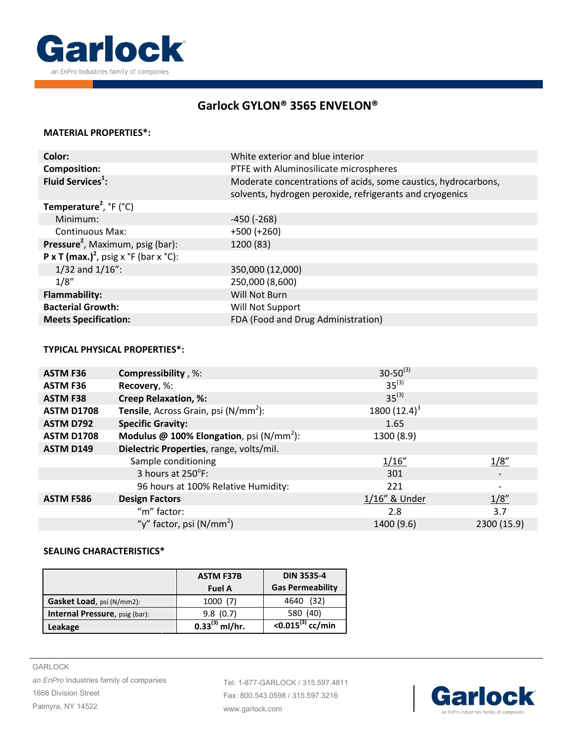Garlock

an EnPro Industries family of companies

# Garlock GYLON® 3565 ENVELON®

## MATERIAL PROPERTIES*:

| | |
|---|---|
| **Color:** | White exterior and blue interior |
| **Composition:** | PTFE with Aluminosilicate microspheres |
| **Fluid Services**[1]**:** | Moderate concentrations of acids, some caustics, hydrocarbons, solvents, hydrogen peroxide, refrigerants and cryogenics |
| **Temperature**[2], °F (°C) | |
| Minimum: | -450 (-268) |
| Continuous Max: | +500 (+260) |
| **Pressure**[2], Maximum, psig (bar): | 1200 (83) |
| **P x T (max.)**[2], psig x °F (bar x °C): | |
| 1/32 and 1/16": | 350,000 (12,000) |
| 1/8" | 250,000 (8,600) |
| **Flammability:** | Will Not Burn |
| **Bacterial Growth:** | Will Not Support |
| **Meets Specification:** | FDA (Food and Drug Administration) |

## TYPICAL PHYSICAL PROPERTIES*:

| | | | |
|---|---|---|---|
| **ASTM F36** | **Compressibility** , %: | 30-50[3] | |
| **ASTM F36** | **Recovery**, %: | 35[3] | |
| **ASTM F38** | **Creep Relaxation, %:** | 35[3] | |
| **ASTM D1708** | **Tensile**, Across Grain, psi ($N/mm^2$): | 1800 (12.4)[3] | |
| **ASTM D792** | **Specific Gravity:** | 1.65 | |
| **ASTM D1708** | **Modulus @ 100% Elongation**, psi ($N/mm^2$): | 1300 (8.9) | |
| **ASTM D149** | **Dielectric Properties**, range, volts/mil. | | |
| | Sample conditioning | 1/16" | 1/8" |
| | 3 hours at 250°F: | 301 | - |
| | 96 hours at 100% Relative Humidity: | 221 | - |
| **ASTM F586** | **Design Factors** | 1/16" & Under | 1/8" |
| | "m" factor: | 2.8 | 3.7 |
| | "y" factor, psi ($N/mm^2$) | 1400 (9.6) | 2300 (15.9) |

## SEALING CHARACTERISTICS*

| | **ASTM F37B Fuel A** | **DIN 3535-4 Gas Permeability** |
|---|---|---|
| **Gasket Load**, psi (N/mm2): | 1000 (7) | 4640 (32) |
| **Internal Pressure**, psig (bar): | 9.8 (0.7) | 580 (40) |
| **Leakage** | **0.33[3] ml/hr.** | **<0.015[3] cc/min** |

GARLOCK
*an EnPro* Industries family of companies
1666 Division Street
Palmyra, NY 14522

Tel: 1-877-GARLOCK / 315.597.4811
Fax: 800.543.0598 / 315.597.3216
www.garlock.com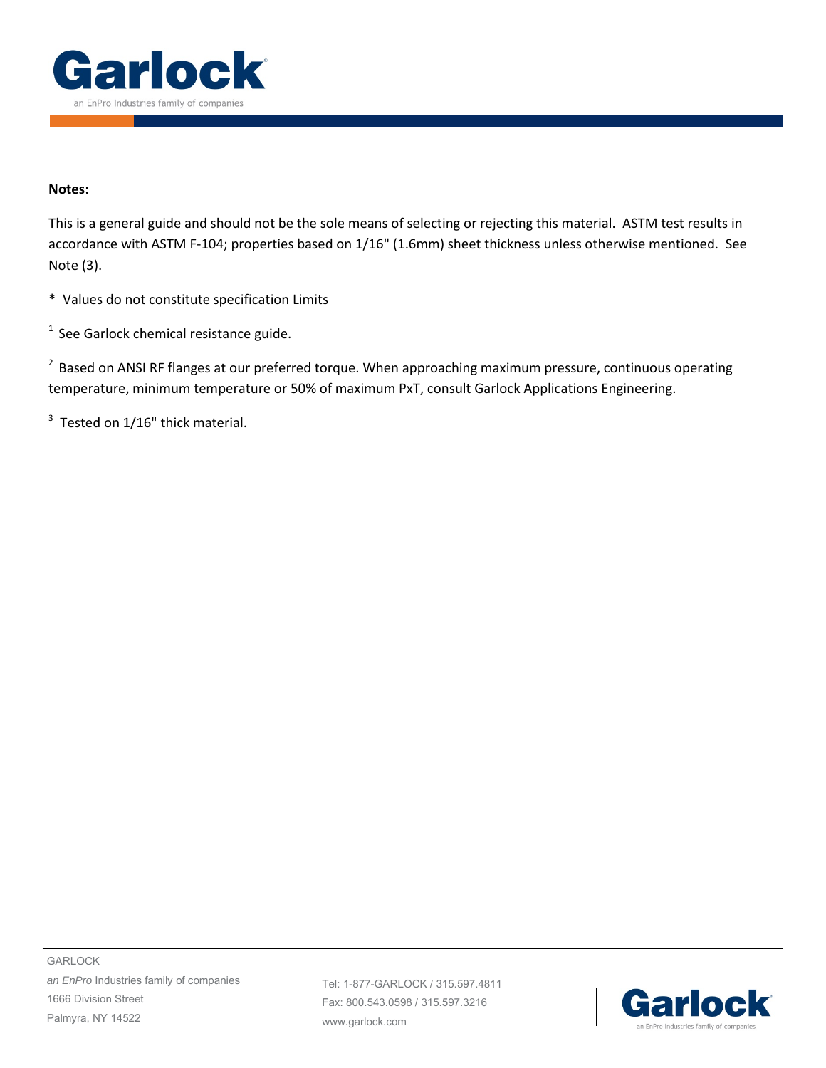**Notes:**

This is a general guide and should not be the sole means of selecting or rejecting this material. ASTM test results in accordance with ASTM F-104; properties based on 1/16" (1.6mm) sheet thickness unless otherwise mentioned. See Note (3).

* Values do not constitute specification Limits

[1] See Garlock chemical resistance guide.

[2] Based on ANSI RF flanges at our preferred torque. When approaching maximum pressure, continuous operating temperature, minimum temperature or 50% of maximum PxT, consult Garlock Applications Engineering.

[3] Tested on 1/16" thick material.

GARLOCK
*an EnPro* Industries family of companies
1666 Division Street
Palmyra, NY 14522

Tel: 1-877-GARLOCK / 315.597.4811
Fax: 800.543.0598 / 315.597.3216
www.garlock.com